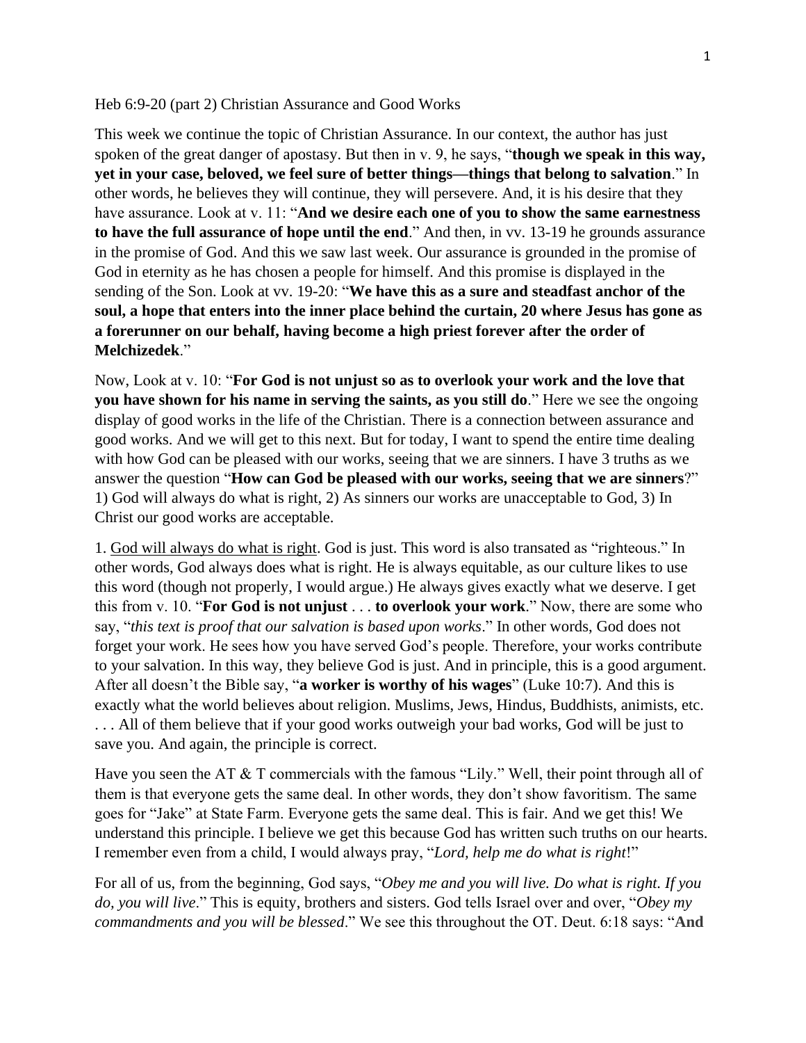Heb 6:9-20 (part 2) Christian Assurance and Good Works

This week we continue the topic of Christian Assurance. In our context, the author has just spoken of the great danger of apostasy. But then in v. 9, he says, "**though we speak in this way, yet in your case, beloved, we feel sure of better things—things that belong to salvation**." In other words, he believes they will continue, they will persevere. And, it is his desire that they have assurance. Look at v. 11: "**And we desire each one of you to show the same earnestness to have the full assurance of hope until the end**." And then, in vv. 13-19 he grounds assurance in the promise of God. And this we saw last week. Our assurance is grounded in the promise of God in eternity as he has chosen a people for himself. And this promise is displayed in the sending of the Son. Look at vv. 19-20: "**We have this as a sure and steadfast anchor of the soul, a hope that enters into the inner place behind the curtain, 20 where Jesus has gone as a forerunner on our behalf, having become a high priest forever after the order of Melchizedek**."

Now, Look at v. 10: "**For God is not unjust so as to overlook your work and the love that you have shown for his name in serving the saints, as you still do**." Here we see the ongoing display of good works in the life of the Christian. There is a connection between assurance and good works. And we will get to this next. But for today, I want to spend the entire time dealing with how God can be pleased with our works, seeing that we are sinners. I have 3 truths as we answer the question "**How can God be pleased with our works, seeing that we are sinners**?" 1) God will always do what is right, 2) As sinners our works are unacceptable to God, 3) In Christ our good works are acceptable.

1. <u>God will always do what is right</u>. God is just. This word is also transated as "righteous." In other words, God always does what is right. He is always equitable, as our culture likes to use this word (though not properly, I would argue.) He always gives exactly what we deserve. I get this from v. 10. "**For God is not unjust** . . . **to overlook your work**." Now, there are some who say, "*this text is proof that our salvation is based upon works*." In other words, God does not forget your work. He sees how you have served God's people. Therefore, your works contribute to your salvation. In this way, they believe God is just. And in principle, this is a good argument. After all doesn't the Bible say, "**a worker is worthy of his wages**" (Luke 10:7). And this is exactly what the world believes about religion. Muslims, Jews, Hindus, Buddhists, animists, etc. . . . All of them believe that if your good works outweigh your bad works, God will be just to save you. And again, the principle is correct.

Have you seen the AT & T commercials with the famous "Lily." Well, their point through all of them is that everyone gets the same deal. In other words, they don't show favoritism. The same goes for "Jake" at State Farm. Everyone gets the same deal. This is fair. And we get this! We understand this principle. I believe we get this because God has written such truths on our hearts. I remember even from a child, I would always pray, "*Lord, help me do what is right*!"

For all of us, from the beginning, God says, "*Obey me and you will live. Do what is right. If you do, you will live*." This is equity, brothers and sisters. God tells Israel over and over, "*Obey my commandments and you will be blessed*." We see this throughout the OT. Deut. 6:18 says: "**And**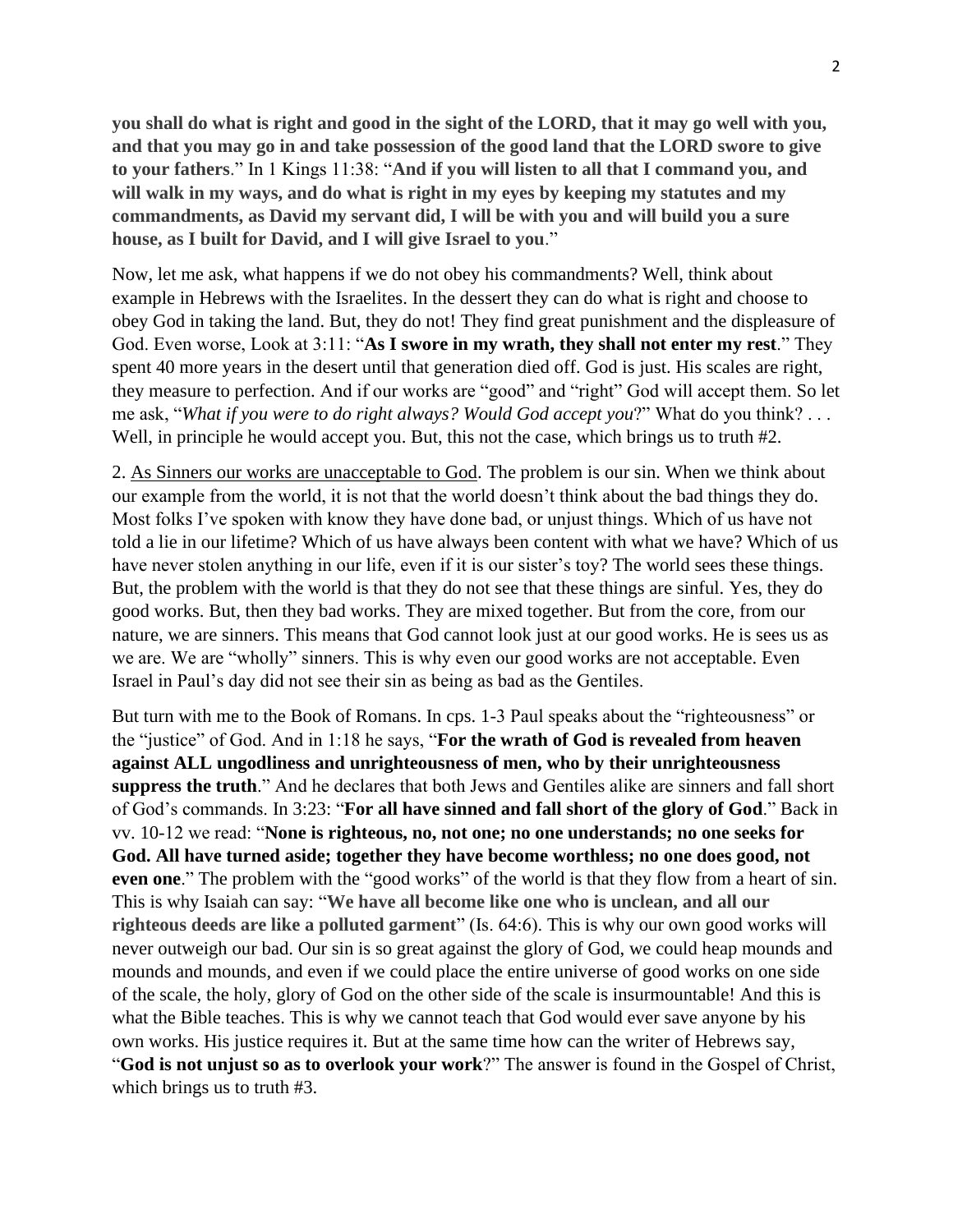**you shall do what is right and good in the sight of the LORD, that it may go well with you, and that you may go in and take possession of the good land that the LORD swore to give to your fathers**." In 1 Kings 11:38: "**And if you will listen to all that I command you, and will walk in my ways, and do what is right in my eyes by keeping my statutes and my commandments, as David my servant did, I will be with you and will build you a sure house, as I built for David, and I will give Israel to you**."

Now, let me ask, what happens if we do not obey his commandments? Well, think about example in Hebrews with the Israelites. In the dessert they can do what is right and choose to obey God in taking the land. But, they do not! They find great punishment and the displeasure of God. Even worse, Look at 3:11: "**As I swore in my wrath, they shall not enter my rest**." They spent 40 more years in the desert until that generation died off. God is just. His scales are right, they measure to perfection. And if our works are "good" and "right" God will accept them. So let me ask, "*What if you were to do right always? Would God accept you*?" What do you think? . . . Well, in principle he would accept you. But, this not the case, which brings us to truth #2.

2. <u>As Sinners our works are unacceptable to God</u>. The problem is our sin. When we think about our example from the world, it is not that the world doesn't think about the bad things they do. Most folks I've spoken with know they have done bad, or unjust things. Which of us have not told a lie in our lifetime? Which of us have always been content with what we have? Which of us have never stolen anything in our life, even if it is our sister's toy? The world sees these things. But, the problem with the world is that they do not see that these things are sinful. Yes, they do good works. But, then they bad works. They are mixed together. But from the core, from our nature, we are sinners. This means that God cannot look just at our good works. He is sees us as we are. We are "wholly" sinners. This is why even our good works are not acceptable. Even Israel in Paul's day did not see their sin as being as bad as the Gentiles.

But turn with me to the Book of Romans. In cps. 1-3 Paul speaks about the "righteousness" or the "justice" of God. And in 1:18 he says, "**For the wrath of God is revealed from heaven against ALL ungodliness and unrighteousness of men, who by their unrighteousness suppress the truth**." And he declares that both Jews and Gentiles alike are sinners and fall short of God's commands. In 3:23: "**For all have sinned and fall short of the glory of God**." Back in vv. 10-12 we read: "**None is righteous, no, not one; no one understands; no one seeks for God. All have turned aside; together they have become worthless; no one does good, not even one**." The problem with the "good works" of the world is that they flow from a heart of sin. This is why Isaiah can say: "**We have all become like one who is unclean, and all our righteous deeds are like a polluted garment**" (Is. 64:6). This is why our own good works will never outweigh our bad. Our sin is so great against the glory of God, we could heap mounds and mounds and mounds, and even if we could place the entire universe of good works on one side of the scale, the holy, glory of God on the other side of the scale is insurmountable! And this is what the Bible teaches. This is why we cannot teach that God would ever save anyone by his own works. His justice requires it. But at the same time how can the writer of Hebrews say, "**God is not unjust so as to overlook your work**?" The answer is found in the Gospel of Christ, which brings us to truth #3.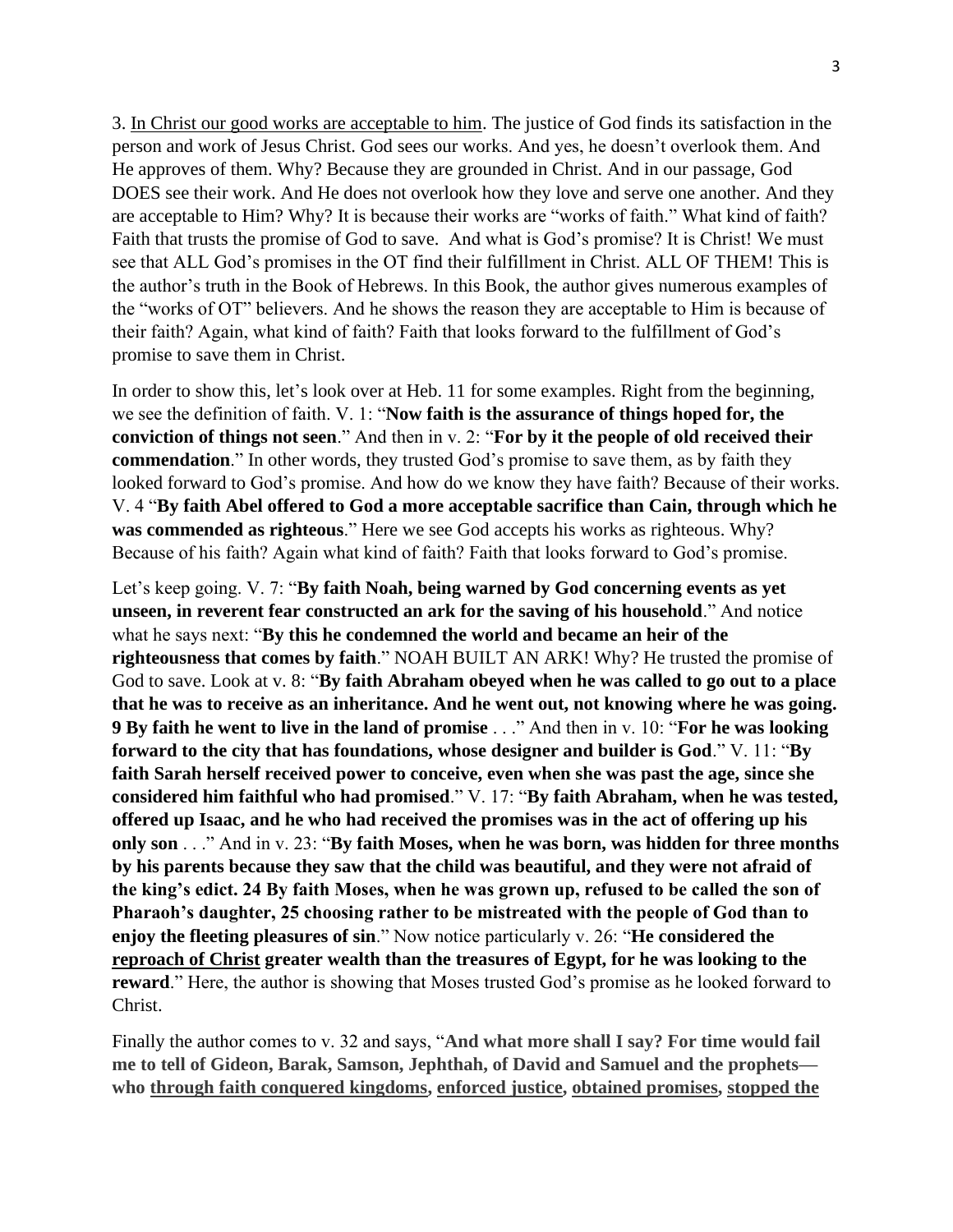3. <u>In Christ our good works are acceptable to him</u>. The justice of God finds its satisfaction in the person and work of Jesus Christ. God sees our works. And yes, he doesn't overlook them. And He approves of them. Why? Because they are grounded in Christ. And in our passage, God DOES see their work. And He does not overlook how they love and serve one another. And they are acceptable to Him? Why? It is because their works are "works of faith." What kind of faith? Faith that trusts the promise of God to save. And what is God's promise? It is Christ! We must see that ALL God's promises in the OT find their fulfillment in Christ. ALL OF THEM! This is the author's truth in the Book of Hebrews. In this Book, the author gives numerous examples of the "works of OT" believers. And he shows the reason they are acceptable to Him is because of their faith? Again, what kind of faith? Faith that looks forward to the fulfillment of God's promise to save them in Christ.

In order to show this, let's look over at Heb. 11 for some examples. Right from the beginning, we see the definition of faith. V. 1: "**Now faith is the assurance of things hoped for, the conviction of things not seen**." And then in v. 2: "**For by it the people of old received their commendation**." In other words, they trusted God's promise to save them, as by faith they looked forward to God's promise. And how do we know they have faith? Because of their works. V. 4 "**By faith Abel offered to God a more acceptable sacrifice than Cain, through which he was commended as righteous**." Here we see God accepts his works as righteous. Why? Because of his faith? Again what kind of faith? Faith that looks forward to God's promise.

Let's keep going. V. 7: "**By faith Noah, being warned by God concerning events as yet unseen, in reverent fear constructed an ark for the saving of his household**." And notice what he says next: "**By this he condemned the world and became an heir of the righteousness that comes by faith**." NOAH BUILT AN ARK! Why? He trusted the promise of God to save. Look at v. 8: "**By faith Abraham obeyed when he was called to go out to a place that he was to receive as an inheritance. And he went out, not knowing where he was going. 9 By faith he went to live in the land of promise** . . ." And then in v. 10: "**For he was looking forward to the city that has foundations, whose designer and builder is God**." V. 11: "**By faith Sarah herself received power to conceive, even when she was past the age, since she considered him faithful who had promised**." V. 17: "**By faith Abraham, when he was tested, offered up Isaac, and he who had received the promises was in the act of offering up his only son** . . ." And in v. 23: "**By faith Moses, when he was born, was hidden for three months by his parents because they saw that the child was beautiful, and they were not afraid of the king's edict. 24 By faith Moses, when he was grown up, refused to be called the son of Pharaoh's daughter, 25 choosing rather to be mistreated with the people of God than to enjoy the fleeting pleasures of sin**." Now notice particularly v. 26: "**He considered the <u>reproach of Christ</u> greater wealth than the treasures of Egypt, for he was looking to the reward**." Here, the author is showing that Moses trusted God's promise as he looked forward to Christ.

Finally the author comes to v. 32 and says, "**And what more shall I say? For time would fail me to tell of Gideon, Barak, Samson, Jephthah, of David and Samuel and the prophets— who <u>through faith conquered kingdoms</u>, <u>enforced justice</u>, <u>obtained promises</u>, <u>stopped the</u>**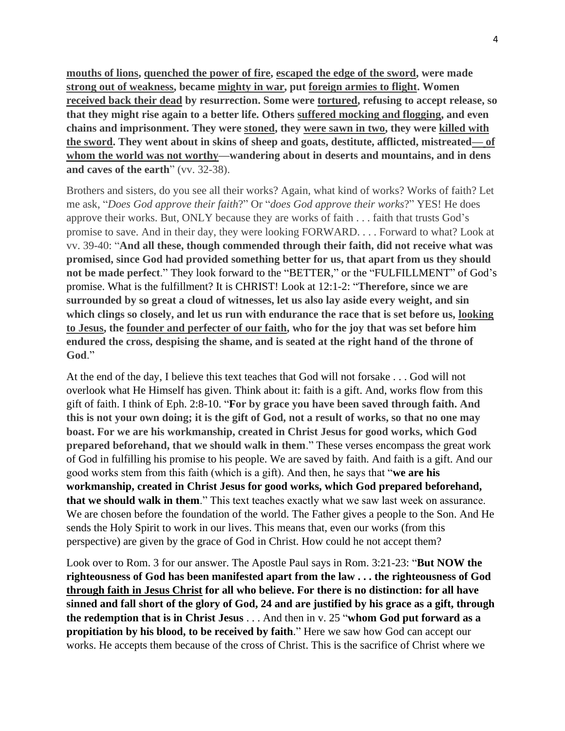**<u>mouths of lions</u>, <u>quenched the power of fire</u>, <u>escaped the edge of the sword</u>, were made <u>strong out of weakness</u>, became <u>mighty in war</u>, put <u>foreign armies to flight</u>. Women <u>received back their dead</u> by resurrection. Some were <u>tortured</u>, refusing to accept release, so that they might rise again to a better life. Others <u>suffered mocking and flogging</u>, and even chains and imprisonment. They were <u>stoned</u>, they <u>were sawn in two</u>, they were <u>killed with the sword</u>. They went about in skins of sheep and goats, destitute, afflicted, mistreated<u>— of whom the world was not worthy</u>—wandering about in deserts and mountains, and in dens and caves of the earth**" (vv. 32-38).

Brothers and sisters, do you see all their works? Again, what kind of works? Works of faith? Let me ask, "*Does God approve their faith*?" Or "*does God approve their works*?" YES! He does approve their works. But, ONLY because they are works of faith . . . faith that trusts God's promise to save. And in their day, they were looking FORWARD. . . . Forward to what? Look at vv. 39-40: "**And all these, though commended through their faith, did not receive what was promised, since God had provided something better for us, that apart from us they should not be made perfect**." They look forward to the "BETTER," or the "FULFILLMENT" of God's promise. What is the fulfillment? It is CHRIST! Look at 12:1-2: "**Therefore, since we are surrounded by so great a cloud of witnesses, let us also lay aside every weight, and sin which clings so closely, and let us run with endurance the race that is set before us, <u>looking to Jesus</u>, the <u>founder and perfecter of our faith</u>, who for the joy that was set before him endured the cross, despising the shame, and is seated at the right hand of the throne of God**."

At the end of the day, I believe this text teaches that God will not forsake . . . God will not overlook what He Himself has given. Think about it: faith is a gift. And, works flow from this gift of faith. I think of Eph. 2:8-10. "**For by grace you have been saved through faith. And this is not your own doing; it is the gift of God, not a result of works, so that no one may boast. For we are his workmanship, created in Christ Jesus for good works, which God prepared beforehand, that we should walk in them**." These verses encompass the great work of God in fulfilling his promise to his people. We are saved by faith. And faith is a gift. And our good works stem from this faith (which is a gift). And then, he says that "**we are his workmanship, created in Christ Jesus for good works, which God prepared beforehand, that we should walk in them**." This text teaches exactly what we saw last week on assurance. We are chosen before the foundation of the world. The Father gives a people to the Son. And He sends the Holy Spirit to work in our lives. This means that, even our works (from this perspective) are given by the grace of God in Christ. How could he not accept them?

Look over to Rom. 3 for our answer. The Apostle Paul says in Rom. 3:21-23: "**But NOW the righteousness of God has been manifested apart from the law . . . the righteousness of God <u>through faith in Jesus Christ</u> for all who believe. For there is no distinction: for all have sinned and fall short of the glory of God, 24 and are justified by his grace as a gift, through the redemption that is in Christ Jesus** . . . And then in v. 25 "**whom God put forward as a propitiation by his blood, to be received by faith**." Here we saw how God can accept our works. He accepts them because of the cross of Christ. This is the sacrifice of Christ where we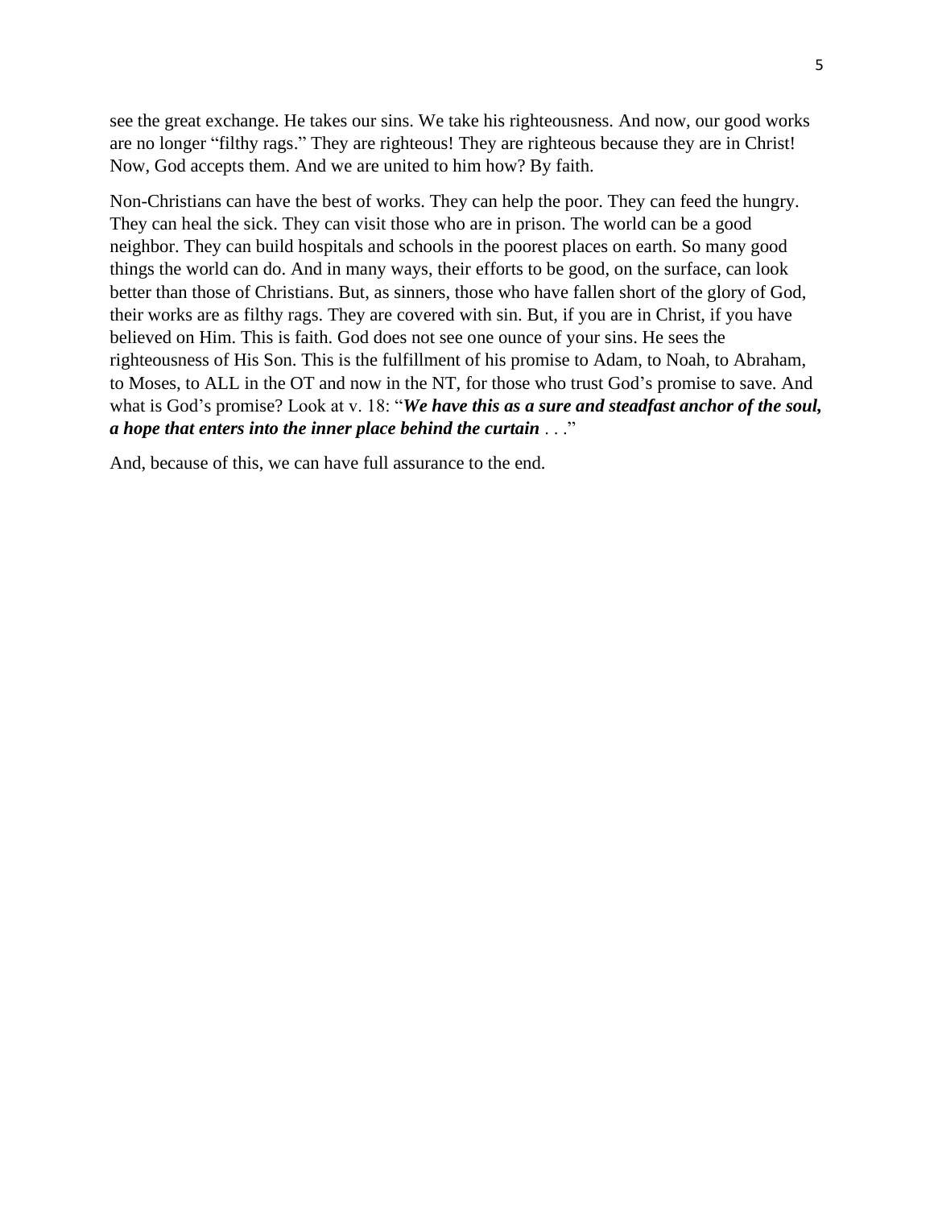see the great exchange. He takes our sins. We take his righteousness. And now, our good works are no longer "filthy rags." They are righteous! They are righteous because they are in Christ! Now, God accepts them. And we are united to him how? By faith.

Non-Christians can have the best of works. They can help the poor. They can feed the hungry. They can heal the sick. They can visit those who are in prison. The world can be a good neighbor. They can build hospitals and schools in the poorest places on earth. So many good things the world can do. And in many ways, their efforts to be good, on the surface, can look better than those of Christians. But, as sinners, those who have fallen short of the glory of God, their works are as filthy rags. They are covered with sin. But, if you are in Christ, if you have believed on Him. This is faith. God does not see one ounce of your sins. He sees the righteousness of His Son. This is the fulfillment of his promise to Adam, to Noah, to Abraham, to Moses, to ALL in the OT and now in the NT, for those who trust God's promise to save. And what is God's promise? Look at v. 18: "***We have this as a sure and steadfast anchor of the soul, a hope that enters into the inner place behind the curtain*** . . ."

And, because of this, we can have full assurance to the end.